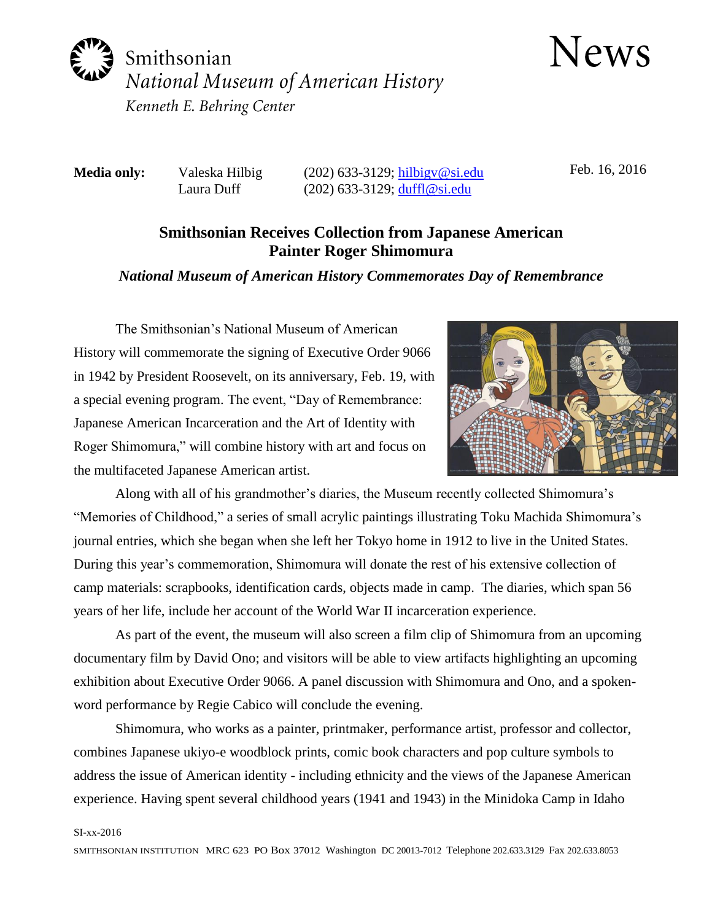Smithsonian
*National Museum of American History*
*Kenneth E. Behring Center*

News

**Media only:** Valeska Hilbig (202) 633-3129; hilbigv@si.edu
Laura Duff (202) 633-3129; duffl@si.edu

Feb. 16, 2016

## Smithsonian Receives Collection from Japanese American Painter Roger Shimomura

***National Museum of American History Commemorates Day of Remembrance***

The Smithsonian's National Museum of American History will commemorate the signing of Executive Order 9066 in 1942 by President Roosevelt, on its anniversary, Feb. 19, with a special evening program. The event, "Day of Remembrance: Japanese American Incarceration and the Art of Identity with Roger Shimomura," will combine history with art and focus on the multifaceted Japanese American artist.

Along with all of his grandmother's diaries, the Museum recently collected Shimomura's "Memories of Childhood," a series of small acrylic paintings illustrating Toku Machida Shimomura's journal entries, which she began when she left her Tokyo home in 1912 to live in the United States. During this year's commemoration, Shimomura will donate the rest of his extensive collection of camp materials: scrapbooks, identification cards, objects made in camp. The diaries, which span 56 years of her life, include her account of the World War II incarceration experience.

As part of the event, the museum will also screen a film clip of Shimomura from an upcoming documentary film by David Ono; and visitors will be able to view artifacts highlighting an upcoming exhibition about Executive Order 9066. A panel discussion with Shimomura and Ono, and a spoken-word performance by Regie Cabico will conclude the evening.

Shimomura, who works as a painter, printmaker, performance artist, professor and collector, combines Japanese ukiyo-e woodblock prints, comic book characters and pop culture symbols to address the issue of American identity - including ethnicity and the views of the Japanese American experience. Having spent several childhood years (1941 and 1943) in the Minidoka Camp in Idaho

SI-xx-2016

SMITHSONIAN INSTITUTION MRC 623 PO Box 37012 Washington DC 20013-7012 Telephone 202.633.3129 Fax 202.633.8053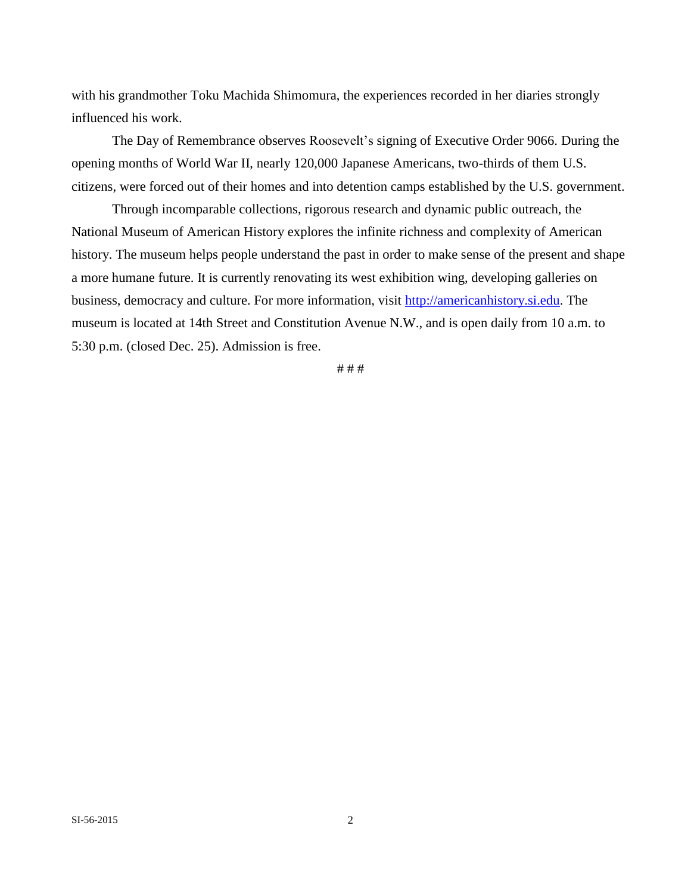with his grandmother Toku Machida Shimomura, the experiences recorded in her diaries strongly influenced his work.

The Day of Remembrance observes Roosevelt's signing of Executive Order 9066. During the opening months of World War II, nearly 120,000 Japanese Americans, two-thirds of them U.S. citizens, were forced out of their homes and into detention camps established by the U.S. government.

Through incomparable collections, rigorous research and dynamic public outreach, the National Museum of American History explores the infinite richness and complexity of American history. The museum helps people understand the past in order to make sense of the present and shape a more humane future. It is currently renovating its west exhibition wing, developing galleries on business, democracy and culture. For more information, visit http://americanhistory.si.edu. The museum is located at 14th Street and Constitution Avenue N.W., and is open daily from 10 a.m. to 5:30 p.m. (closed Dec. 25). Admission is free.

# # #

SI-56-2015